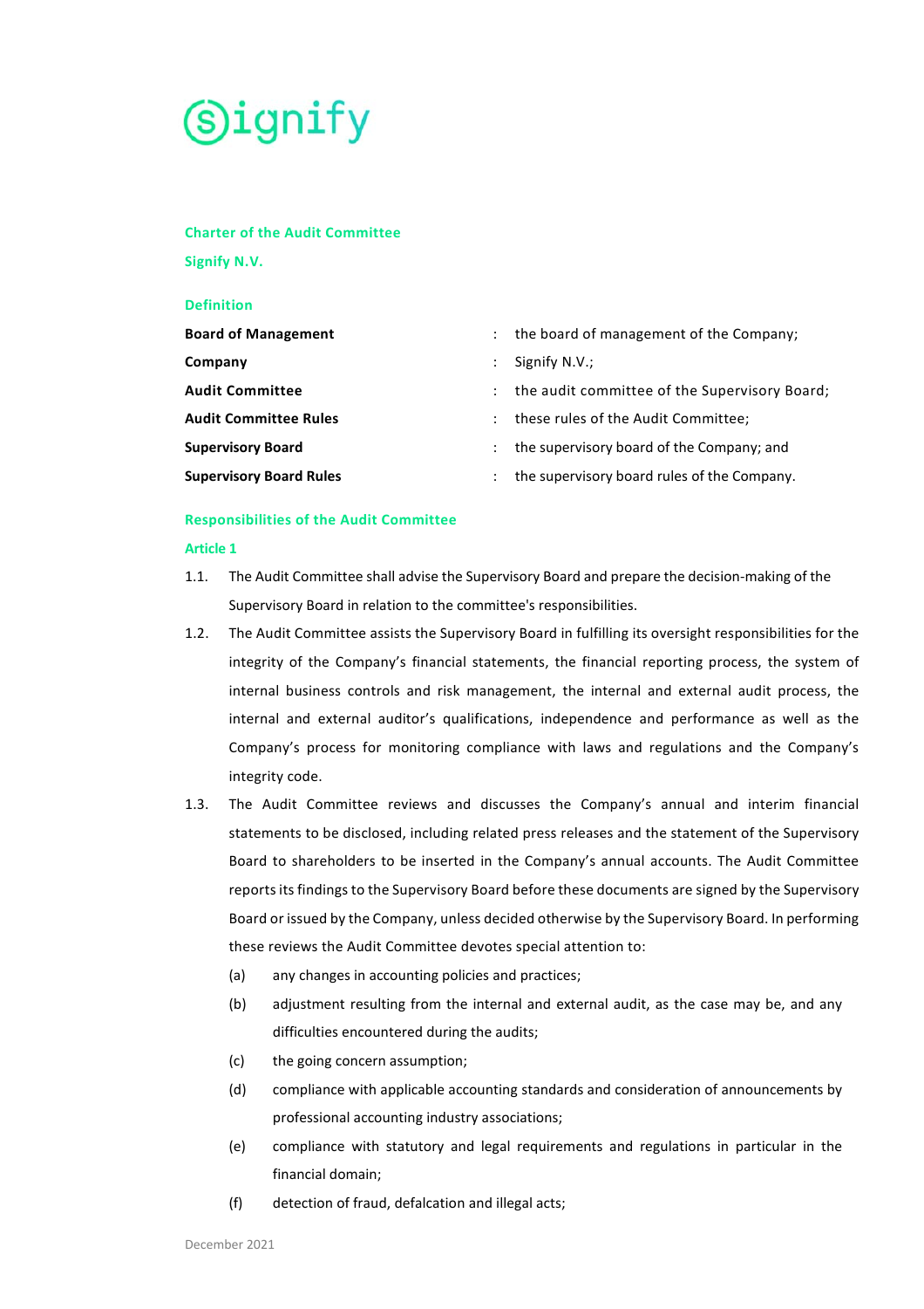Signify

## Charter of the Audit Committee

## Signify N.V.

### Definition

| | | |
|---|---|---|
| **Board of Management** | : | the board of management of the Company; |
| **Company** | : | Signify N.V.; |
| **Audit Committee** | : | the audit committee of the Supervisory Board; |
| **Audit Committee Rules** | : | these rules of the Audit Committee; |
| **Supervisory Board** | : | the supervisory board of the Company; and |
| **Supervisory Board Rules** | : | the supervisory board rules of the Company. |

### Responsibilities of the Audit Committee

#### Article 1

1.1. The Audit Committee shall advise the Supervisory Board and prepare the decision-making of the Supervisory Board in relation to the committee's responsibilities.

1.2. The Audit Committee assists the Supervisory Board in fulfilling its oversight responsibilities for the integrity of the Company's financial statements, the financial reporting process, the system of internal business controls and risk management, the internal and external audit process, the internal and external auditor's qualifications, independence and performance as well as the Company's process for monitoring compliance with laws and regulations and the Company's integrity code.

1.3. The Audit Committee reviews and discusses the Company's annual and interim financial statements to be disclosed, including related press releases and the statement of the Supervisory Board to shareholders to be inserted in the Company's annual accounts. The Audit Committee reports its findings to the Supervisory Board before these documents are signed by the Supervisory Board or issued by the Company, unless decided otherwise by the Supervisory Board. In performing these reviews the Audit Committee devotes special attention to:

   (a) any changes in accounting policies and practices;

   (b) adjustment resulting from the internal and external audit, as the case may be, and any difficulties encountered during the audits;

   (c) the going concern assumption;

   (d) compliance with applicable accounting standards and consideration of announcements by professional accounting industry associations;

   (e) compliance with statutory and legal requirements and regulations in particular in the financial domain;

   (f) detection of fraud, defalcation and illegal acts;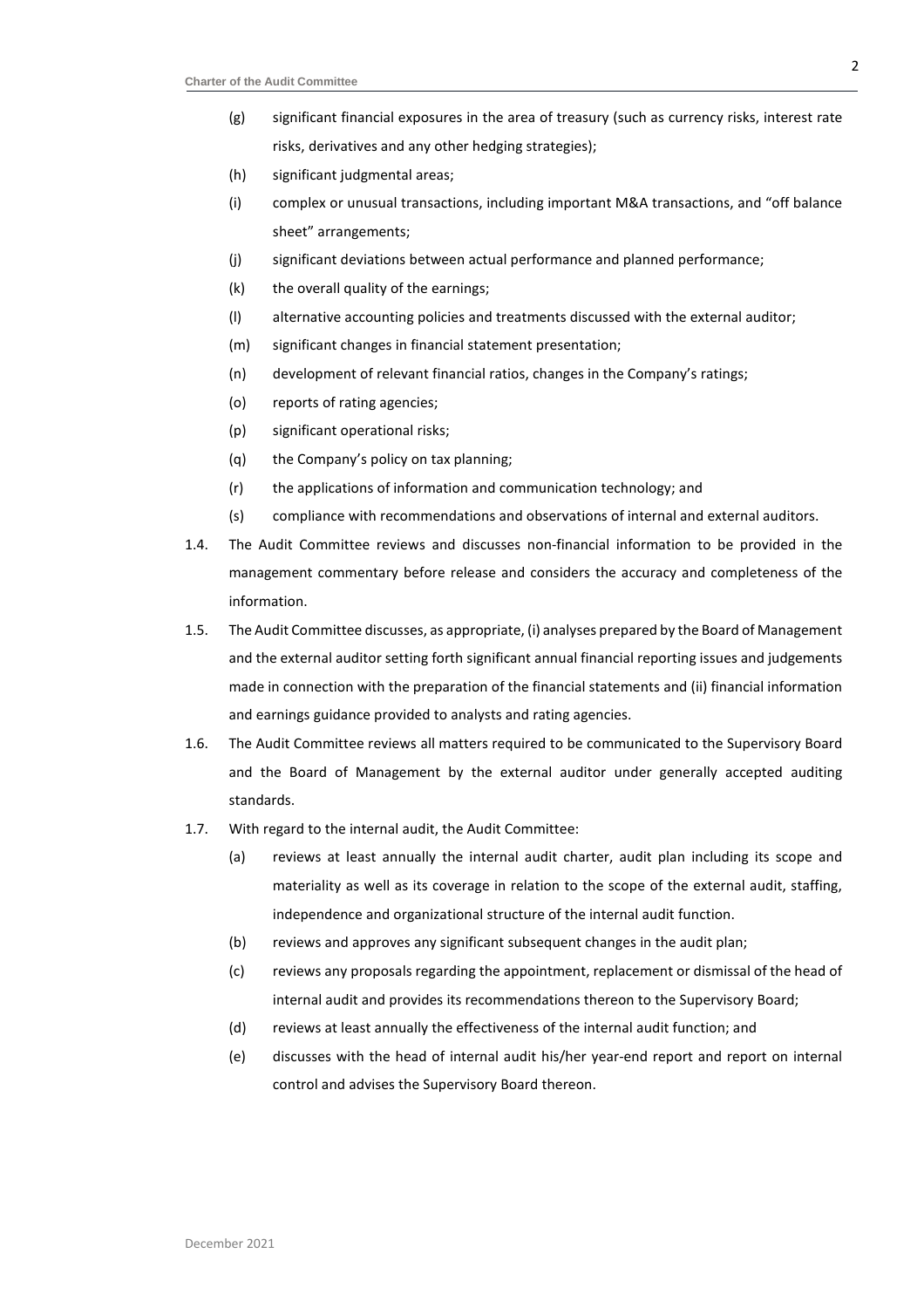(g) significant financial exposures in the area of treasury (such as currency risks, interest rate risks, derivatives and any other hedging strategies);

(h) significant judgmental areas;

(i) complex or unusual transactions, including important M&A transactions, and "off balance sheet" arrangements;

(j) significant deviations between actual performance and planned performance;

(k) the overall quality of the earnings;

(l) alternative accounting policies and treatments discussed with the external auditor;

(m) significant changes in financial statement presentation;

(n) development of relevant financial ratios, changes in the Company's ratings;

(o) reports of rating agencies;

(p) significant operational risks;

(q) the Company's policy on tax planning;

(r) the applications of information and communication technology; and

(s) compliance with recommendations and observations of internal and external auditors.

1.4. The Audit Committee reviews and discusses non-financial information to be provided in the management commentary before release and considers the accuracy and completeness of the information.

1.5. The Audit Committee discusses, as appropriate, (i) analyses prepared by the Board of Management and the external auditor setting forth significant annual financial reporting issues and judgements made in connection with the preparation of the financial statements and (ii) financial information and earnings guidance provided to analysts and rating agencies.

1.6. The Audit Committee reviews all matters required to be communicated to the Supervisory Board and the Board of Management by the external auditor under generally accepted auditing standards.

1.7. With regard to the internal audit, the Audit Committee:

(a) reviews at least annually the internal audit charter, audit plan including its scope and materiality as well as its coverage in relation to the scope of the external audit, staffing, independence and organizational structure of the internal audit function.

(b) reviews and approves any significant subsequent changes in the audit plan;

(c) reviews any proposals regarding the appointment, replacement or dismissal of the head of internal audit and provides its recommendations thereon to the Supervisory Board;

(d) reviews at least annually the effectiveness of the internal audit function; and

(e) discusses with the head of internal audit his/her year-end report and report on internal control and advises the Supervisory Board thereon.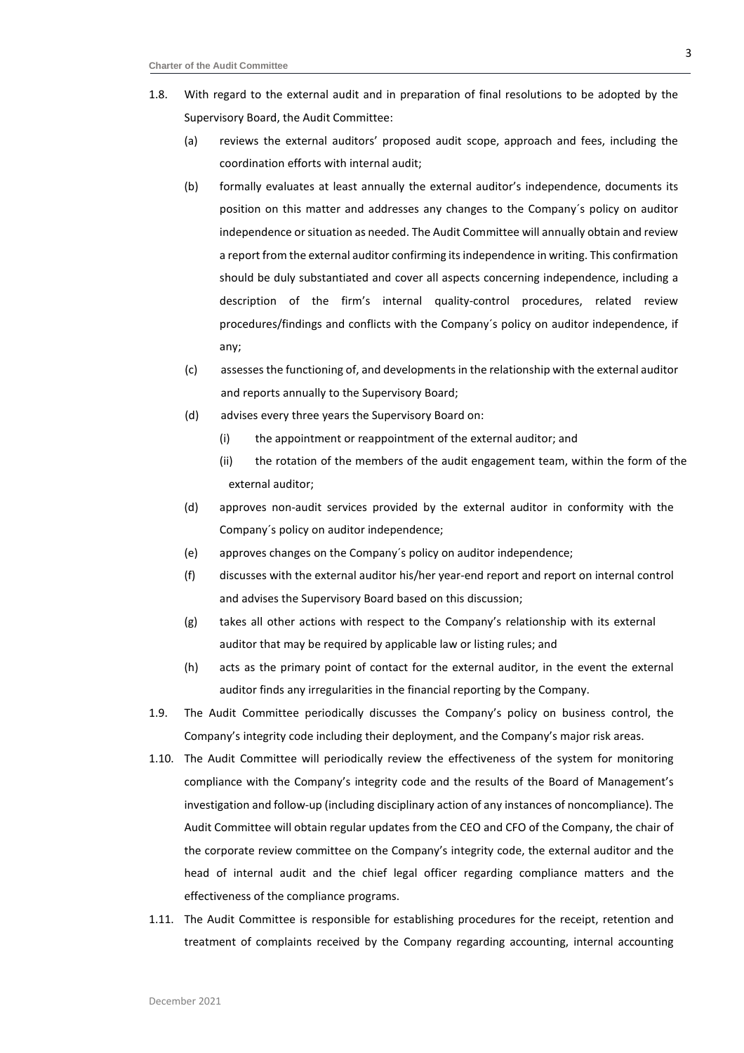1.8. With regard to the external audit and in preparation of final resolutions to be adopted by the Supervisory Board, the Audit Committee:

(a) reviews the external auditors' proposed audit scope, approach and fees, including the coordination efforts with internal audit;

(b) formally evaluates at least annually the external auditor's independence, documents its position on this matter and addresses any changes to the Company´s policy on auditor independence or situation as needed. The Audit Committee will annually obtain and review a report from the external auditor confirming its independence in writing. This confirmation should be duly substantiated and cover all aspects concerning independence, including a description of the firm's internal quality-control procedures, related review procedures/findings and conflicts with the Company´s policy on auditor independence, if any;

(c) assesses the functioning of, and developments in the relationship with the external auditor and reports annually to the Supervisory Board;

(d) advises every three years the Supervisory Board on:

  (i) the appointment or reappointment of the external auditor; and

  (ii) the rotation of the members of the audit engagement team, within the form of the external auditor;

(d) approves non-audit services provided by the external auditor in conformity with the Company´s policy on auditor independence;

(e) approves changes on the Company´s policy on auditor independence;

(f) discusses with the external auditor his/her year-end report and report on internal control and advises the Supervisory Board based on this discussion;

(g) takes all other actions with respect to the Company's relationship with its external auditor that may be required by applicable law or listing rules; and

(h) acts as the primary point of contact for the external auditor, in the event the external auditor finds any irregularities in the financial reporting by the Company.

1.9. The Audit Committee periodically discusses the Company's policy on business control, the Company's integrity code including their deployment, and the Company's major risk areas.

1.10. The Audit Committee will periodically review the effectiveness of the system for monitoring compliance with the Company's integrity code and the results of the Board of Management's investigation and follow-up (including disciplinary action of any instances of noncompliance). The Audit Committee will obtain regular updates from the CEO and CFO of the Company, the chair of the corporate review committee on the Company's integrity code, the external auditor and the head of internal audit and the chief legal officer regarding compliance matters and the effectiveness of the compliance programs.

1.11. The Audit Committee is responsible for establishing procedures for the receipt, retention and treatment of complaints received by the Company regarding accounting, internal accounting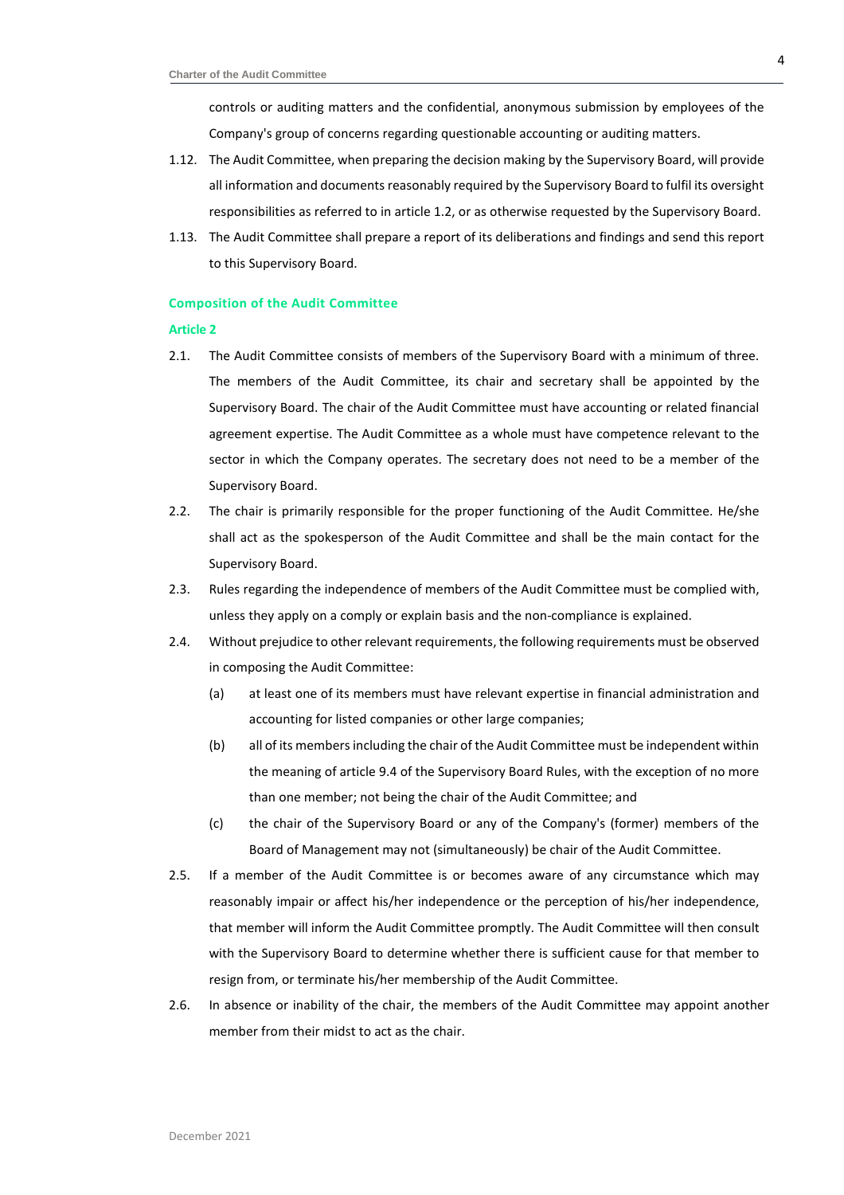controls or auditing matters and the confidential, anonymous submission by employees of the Company's group of concerns regarding questionable accounting or auditing matters.

1.12. The Audit Committee, when preparing the decision making by the Supervisory Board, will provide all information and documents reasonably required by the Supervisory Board to fulfil its oversight responsibilities as referred to in article 1.2, or as otherwise requested by the Supervisory Board.

1.13. The Audit Committee shall prepare a report of its deliberations and findings and send this report to this Supervisory Board.

## Composition of the Audit Committee

### Article 2

2.1. The Audit Committee consists of members of the Supervisory Board with a minimum of three. The members of the Audit Committee, its chair and secretary shall be appointed by the Supervisory Board. The chair of the Audit Committee must have accounting or related financial agreement expertise. The Audit Committee as a whole must have competence relevant to the sector in which the Company operates. The secretary does not need to be a member of the Supervisory Board.

2.2. The chair is primarily responsible for the proper functioning of the Audit Committee. He/she shall act as the spokesperson of the Audit Committee and shall be the main contact for the Supervisory Board.

2.3. Rules regarding the independence of members of the Audit Committee must be complied with, unless they apply on a comply or explain basis and the non-compliance is explained.

2.4. Without prejudice to other relevant requirements, the following requirements must be observed in composing the Audit Committee:

(a) at least one of its members must have relevant expertise in financial administration and accounting for listed companies or other large companies;

(b) all of its members including the chair of the Audit Committee must be independent within the meaning of article 9.4 of the Supervisory Board Rules, with the exception of no more than one member; not being the chair of the Audit Committee; and

(c) the chair of the Supervisory Board or any of the Company's (former) members of the Board of Management may not (simultaneously) be chair of the Audit Committee.

2.5. If a member of the Audit Committee is or becomes aware of any circumstance which may reasonably impair or affect his/her independence or the perception of his/her independence, that member will inform the Audit Committee promptly. The Audit Committee will then consult with the Supervisory Board to determine whether there is sufficient cause for that member to resign from, or terminate his/her membership of the Audit Committee.

2.6. In absence or inability of the chair, the members of the Audit Committee may appoint another member from their midst to act as the chair.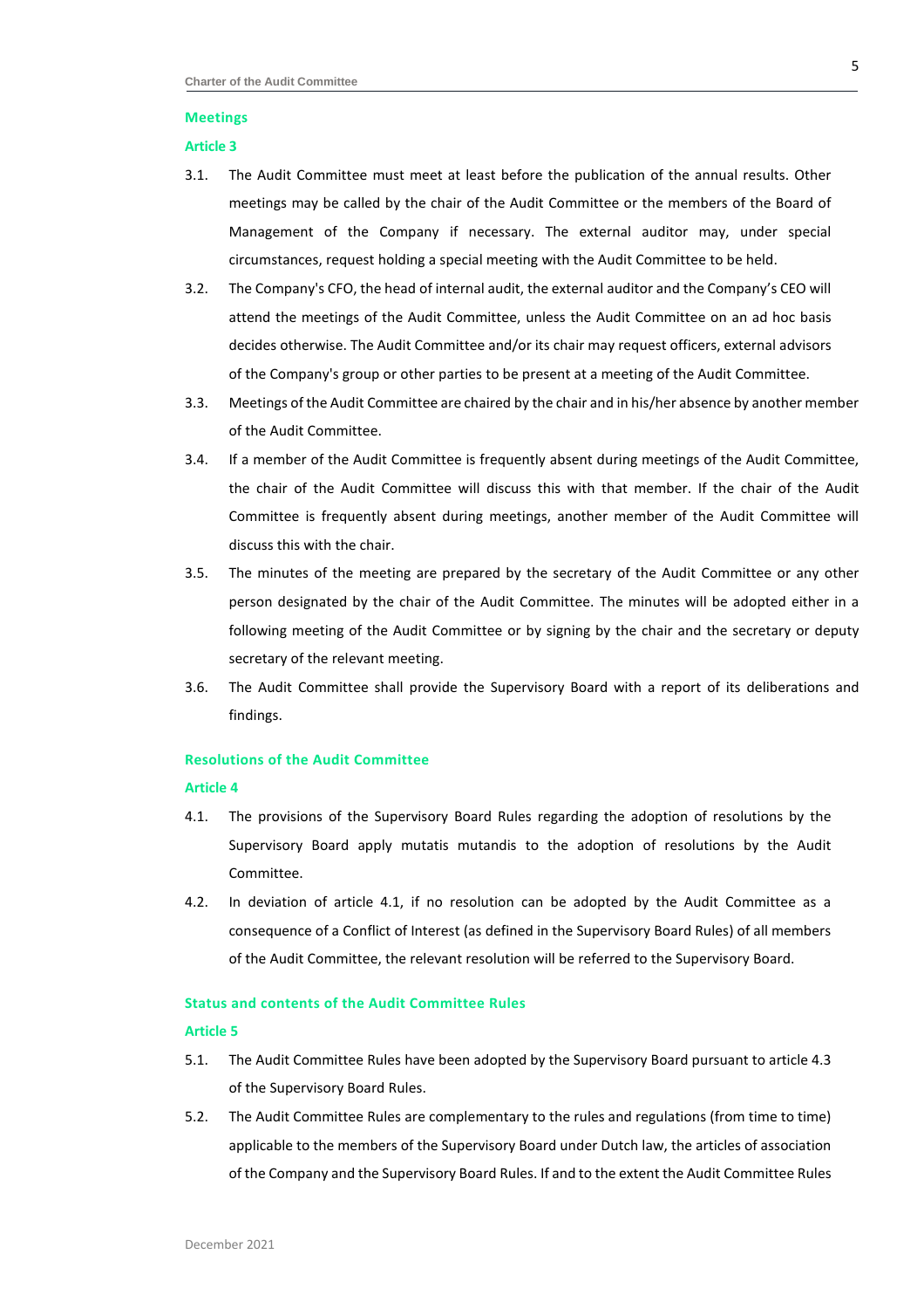## Meetings

### Article 3

3.1. The Audit Committee must meet at least before the publication of the annual results. Other meetings may be called by the chair of the Audit Committee or the members of the Board of Management of the Company if necessary. The external auditor may, under special circumstances, request holding a special meeting with the Audit Committee to be held.

3.2. The Company's CFO, the head of internal audit, the external auditor and the Company's CEO will attend the meetings of the Audit Committee, unless the Audit Committee on an ad hoc basis decides otherwise. The Audit Committee and/or its chair may request officers, external advisors of the Company's group or other parties to be present at a meeting of the Audit Committee.

3.3. Meetings of the Audit Committee are chaired by the chair and in his/her absence by another member of the Audit Committee.

3.4. If a member of the Audit Committee is frequently absent during meetings of the Audit Committee, the chair of the Audit Committee will discuss this with that member. If the chair of the Audit Committee is frequently absent during meetings, another member of the Audit Committee will discuss this with the chair.

3.5. The minutes of the meeting are prepared by the secretary of the Audit Committee or any other person designated by the chair of the Audit Committee. The minutes will be adopted either in a following meeting of the Audit Committee or by signing by the chair and the secretary or deputy secretary of the relevant meeting.

3.6. The Audit Committee shall provide the Supervisory Board with a report of its deliberations and findings.

## Resolutions of the Audit Committee

### Article 4

4.1. The provisions of the Supervisory Board Rules regarding the adoption of resolutions by the Supervisory Board apply mutatis mutandis to the adoption of resolutions by the Audit Committee.

4.2. In deviation of article 4.1, if no resolution can be adopted by the Audit Committee as a consequence of a Conflict of Interest (as defined in the Supervisory Board Rules) of all members of the Audit Committee, the relevant resolution will be referred to the Supervisory Board.

## Status and contents of the Audit Committee Rules

### Article 5

5.1. The Audit Committee Rules have been adopted by the Supervisory Board pursuant to article 4.3 of the Supervisory Board Rules.

5.2. The Audit Committee Rules are complementary to the rules and regulations (from time to time) applicable to the members of the Supervisory Board under Dutch law, the articles of association of the Company and the Supervisory Board Rules. If and to the extent the Audit Committee Rules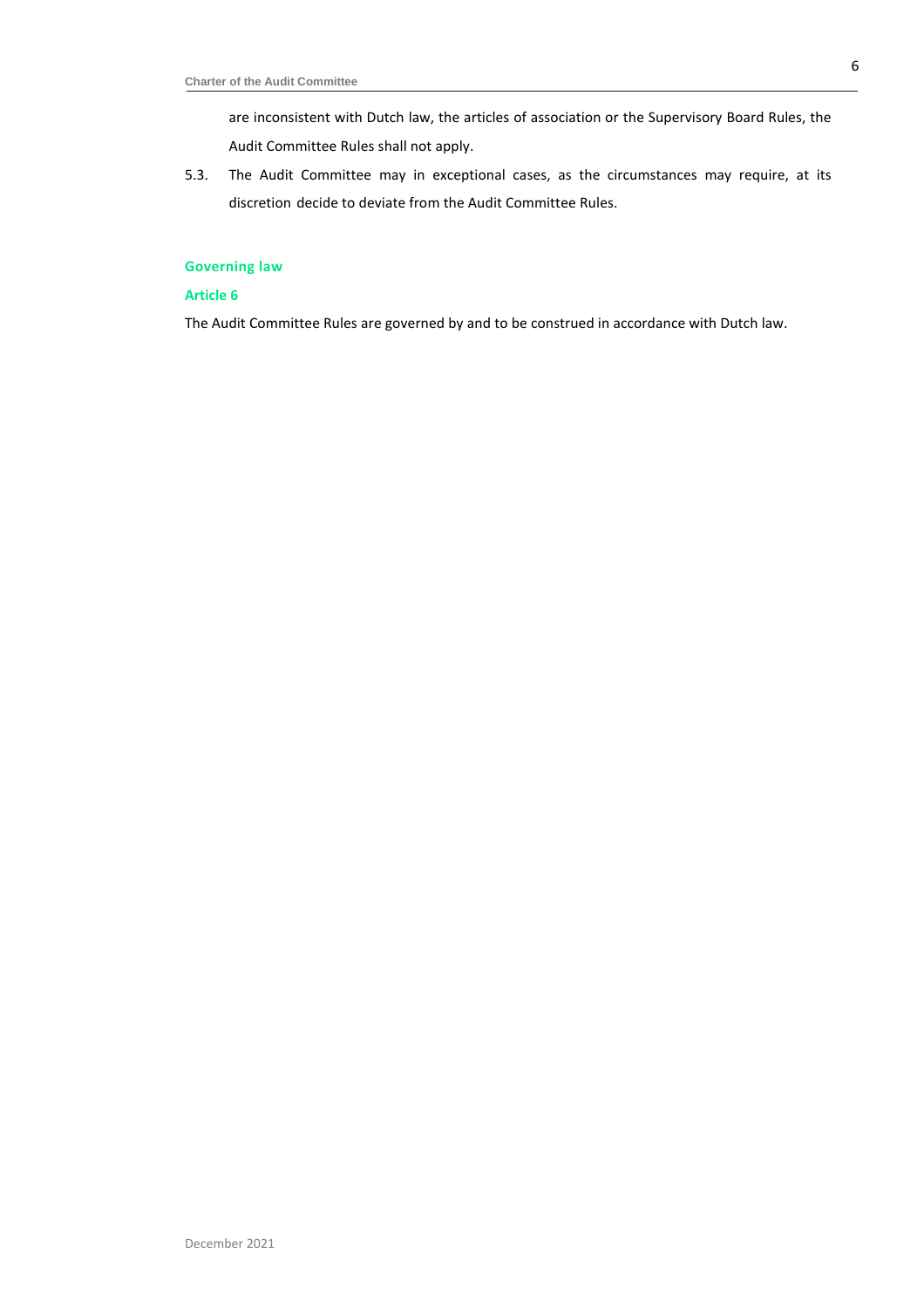are inconsistent with Dutch law, the articles of association or the Supervisory Board Rules, the Audit Committee Rules shall not apply.

5.3. The Audit Committee may in exceptional cases, as the circumstances may require, at its discretion decide to deviate from the Audit Committee Rules.

## Governing law

### Article 6

The Audit Committee Rules are governed by and to be construed in accordance with Dutch law.